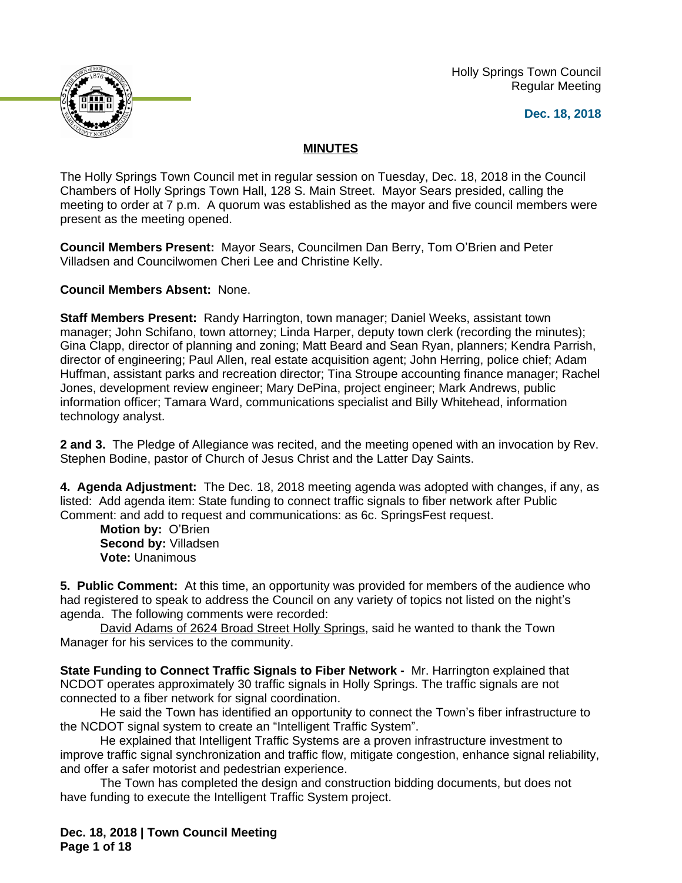Holly Springs Town Council
Regular Meeting

**Dec. 18, 2018**

## MINUTES

The Holly Springs Town Council met in regular session on Tuesday, Dec. 18, 2018 in the Council Chambers of Holly Springs Town Hall, 128 S. Main Street. Mayor Sears presided, calling the meeting to order at 7 p.m. A quorum was established as the mayor and five council members were present as the meeting opened.

**Council Members Present:** Mayor Sears, Councilmen Dan Berry, Tom O'Brien and Peter Villadsen and Councilwomen Cheri Lee and Christine Kelly.

**Council Members Absent:** None.

**Staff Members Present:** Randy Harrington, town manager; Daniel Weeks, assistant town manager; John Schifano, town attorney; Linda Harper, deputy town clerk (recording the minutes); Gina Clapp, director of planning and zoning; Matt Beard and Sean Ryan, planners; Kendra Parrish, director of engineering; Paul Allen, real estate acquisition agent; John Herring, police chief; Adam Huffman, assistant parks and recreation director; Tina Stroupe accounting finance manager; Rachel Jones, development review engineer; Mary DePina, project engineer; Mark Andrews, public information officer; Tamara Ward, communications specialist and Billy Whitehead, information technology analyst.

**2 and 3.** The Pledge of Allegiance was recited, and the meeting opened with an invocation by Rev. Stephen Bodine, pastor of Church of Jesus Christ and the Latter Day Saints.

**4. Agenda Adjustment:** The Dec. 18, 2018 meeting agenda was adopted with changes, if any, as listed: Add agenda item: State funding to connect traffic signals to fiber network after Public Comment: and add to request and communications: as 6c. SpringsFest request.

**Motion by:** O'Brien
**Second by:** Villadsen
**Vote:** Unanimous

**5. Public Comment:** At this time, an opportunity was provided for members of the audience who had registered to speak to address the Council on any variety of topics not listed on the night's agenda. The following comments were recorded:

David Adams of 2624 Broad Street Holly Springs, said he wanted to thank the Town Manager for his services to the community.

**State Funding to Connect Traffic Signals to Fiber Network -** Mr. Harrington explained that NCDOT operates approximately 30 traffic signals in Holly Springs. The traffic signals are not connected to a fiber network for signal coordination.

He said the Town has identified an opportunity to connect the Town's fiber infrastructure to the NCDOT signal system to create an "Intelligent Traffic System".

He explained that Intelligent Traffic Systems are a proven infrastructure investment to improve traffic signal synchronization and traffic flow, mitigate congestion, enhance signal reliability, and offer a safer motorist and pedestrian experience.

The Town has completed the design and construction bidding documents, but does not have funding to execute the Intelligent Traffic System project.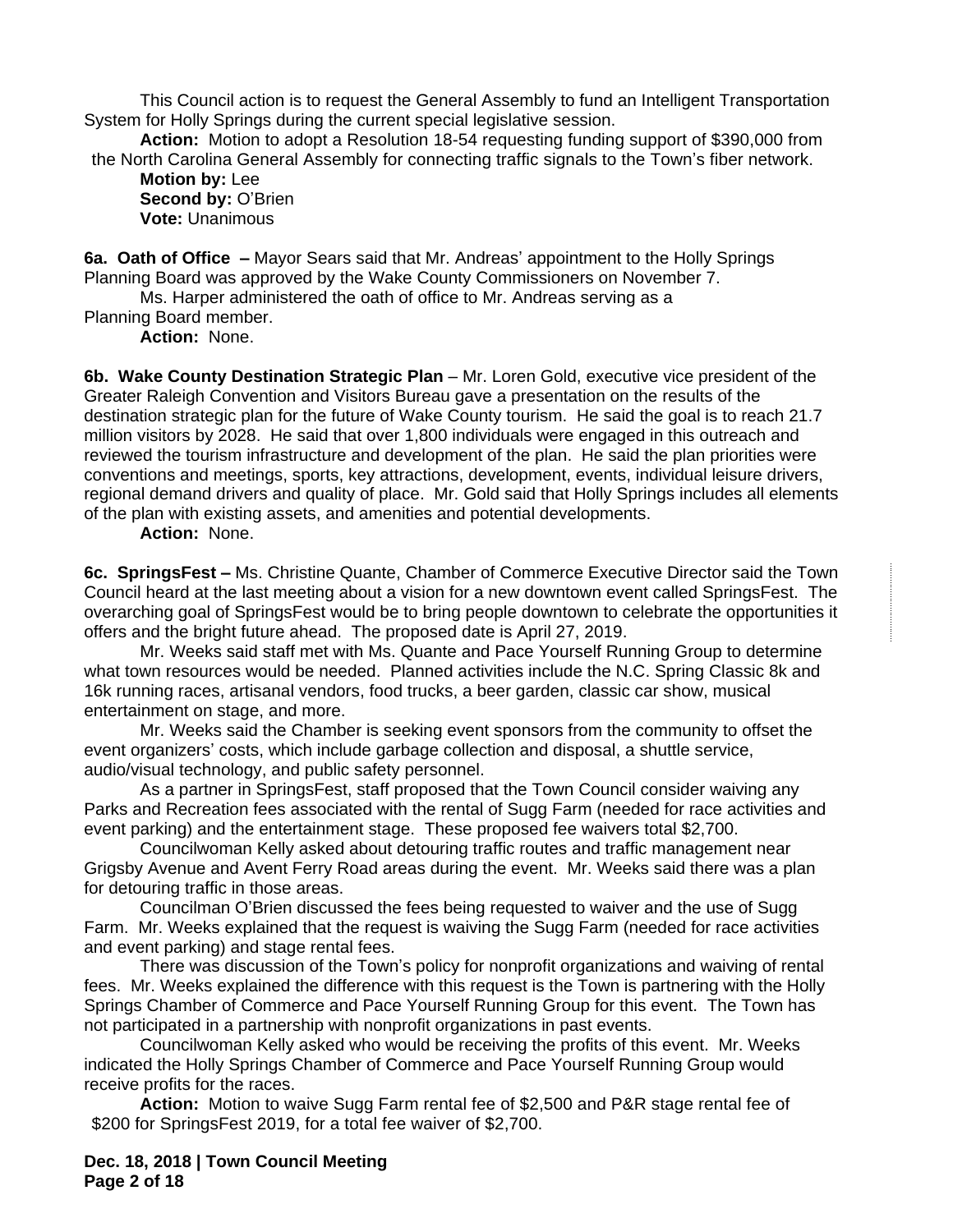This Council action is to request the General Assembly to fund an Intelligent Transportation System for Holly Springs during the current special legislative session.

**Action:** Motion to adopt a Resolution 18-54 requesting funding support of $390,000 from the North Carolina General Assembly for connecting traffic signals to the Town's fiber network.

**Motion by:** Lee
**Second by:** O'Brien
**Vote:** Unanimous

**6a. Oath of Office –** Mayor Sears said that Mr. Andreas' appointment to the Holly Springs Planning Board was approved by the Wake County Commissioners on November 7.

Ms. Harper administered the oath of office to Mr. Andreas serving as a Planning Board member.

**Action:** None.

**6b. Wake County Destination Strategic Plan** – Mr. Loren Gold, executive vice president of the Greater Raleigh Convention and Visitors Bureau gave a presentation on the results of the destination strategic plan for the future of Wake County tourism. He said the goal is to reach 21.7 million visitors by 2028. He said that over 1,800 individuals were engaged in this outreach and reviewed the tourism infrastructure and development of the plan. He said the plan priorities were conventions and meetings, sports, key attractions, development, events, individual leisure drivers, regional demand drivers and quality of place. Mr. Gold said that Holly Springs includes all elements of the plan with existing assets, and amenities and potential developments.

**Action:** None.

**6c. SpringsFest –** Ms. Christine Quante, Chamber of Commerce Executive Director said the Town Council heard at the last meeting about a vision for a new downtown event called SpringsFest. The overarching goal of SpringsFest would be to bring people downtown to celebrate the opportunities it offers and the bright future ahead. The proposed date is April 27, 2019.

Mr. Weeks said staff met with Ms. Quante and Pace Yourself Running Group to determine what town resources would be needed. Planned activities include the N.C. Spring Classic 8k and 16k running races, artisanal vendors, food trucks, a beer garden, classic car show, musical entertainment on stage, and more.

Mr. Weeks said the Chamber is seeking event sponsors from the community to offset the event organizers' costs, which include garbage collection and disposal, a shuttle service, audio/visual technology, and public safety personnel.

As a partner in SpringsFest, staff proposed that the Town Council consider waiving any Parks and Recreation fees associated with the rental of Sugg Farm (needed for race activities and event parking) and the entertainment stage. These proposed fee waivers total $2,700.

Councilwoman Kelly asked about detouring traffic routes and traffic management near Grigsby Avenue and Avent Ferry Road areas during the event. Mr. Weeks said there was a plan for detouring traffic in those areas.

Councilman O'Brien discussed the fees being requested to waiver and the use of Sugg Farm. Mr. Weeks explained that the request is waiving the Sugg Farm (needed for race activities and event parking) and stage rental fees.

There was discussion of the Town's policy for nonprofit organizations and waiving of rental fees. Mr. Weeks explained the difference with this request is the Town is partnering with the Holly Springs Chamber of Commerce and Pace Yourself Running Group for this event. The Town has not participated in a partnership with nonprofit organizations in past events.

Councilwoman Kelly asked who would be receiving the profits of this event. Mr. Weeks indicated the Holly Springs Chamber of Commerce and Pace Yourself Running Group would receive profits for the races.

**Action:** Motion to waive Sugg Farm rental fee of $2,500 and P&R stage rental fee of $200 for SpringsFest 2019, for a total fee waiver of $2,700.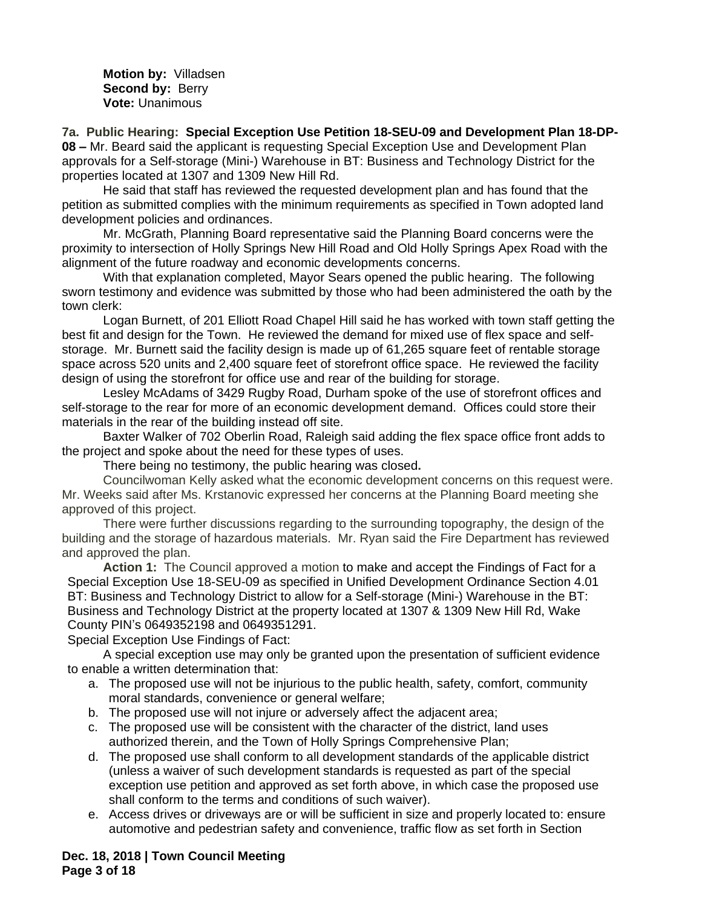**Motion by:** Villadsen
**Second by:** Berry
**Vote:** Unanimous

**7a. Public Hearing: Special Exception Use Petition 18-SEU-09 and Development Plan 18-DP-08 –** Mr. Beard said the applicant is requesting Special Exception Use and Development Plan approvals for a Self-storage (Mini-) Warehouse in BT: Business and Technology District for the properties located at 1307 and 1309 New Hill Rd.

He said that staff has reviewed the requested development plan and has found that the petition as submitted complies with the minimum requirements as specified in Town adopted land development policies and ordinances.

Mr. McGrath, Planning Board representative said the Planning Board concerns were the proximity to intersection of Holly Springs New Hill Road and Old Holly Springs Apex Road with the alignment of the future roadway and economic developments concerns.

With that explanation completed, Mayor Sears opened the public hearing. The following sworn testimony and evidence was submitted by those who had been administered the oath by the town clerk:

Logan Burnett, of 201 Elliott Road Chapel Hill said he has worked with town staff getting the best fit and design for the Town. He reviewed the demand for mixed use of flex space and self-storage. Mr. Burnett said the facility design is made up of 61,265 square feet of rentable storage space across 520 units and 2,400 square feet of storefront office space. He reviewed the facility design of using the storefront for office use and rear of the building for storage.

Lesley McAdams of 3429 Rugby Road, Durham spoke of the use of storefront offices and self-storage to the rear for more of an economic development demand. Offices could store their materials in the rear of the building instead off site.

Baxter Walker of 702 Oberlin Road, Raleigh said adding the flex space office front adds to the project and spoke about the need for these types of uses.

There being no testimony, the public hearing was closed**.**

Councilwoman Kelly asked what the economic development concerns on this request were. Mr. Weeks said after Ms. Krstanovic expressed her concerns at the Planning Board meeting she approved of this project.

There were further discussions regarding to the surrounding topography, the design of the building and the storage of hazardous materials. Mr. Ryan said the Fire Department has reviewed and approved the plan.

**Action 1:** The Council approved a motion to make and accept the Findings of Fact for a Special Exception Use 18-SEU-09 as specified in Unified Development Ordinance Section 4.01 BT: Business and Technology District to allow for a Self-storage (Mini-) Warehouse in the BT: Business and Technology District at the property located at 1307 & 1309 New Hill Rd, Wake County PIN's 0649352198 and 0649351291.

Special Exception Use Findings of Fact:

A special exception use may only be granted upon the presentation of sufficient evidence to enable a written determination that:

a. The proposed use will not be injurious to the public health, safety, comfort, community moral standards, convenience or general welfare;
b. The proposed use will not injure or adversely affect the adjacent area;
c. The proposed use will be consistent with the character of the district, land uses authorized therein, and the Town of Holly Springs Comprehensive Plan;
d. The proposed use shall conform to all development standards of the applicable district (unless a waiver of such development standards is requested as part of the special exception use petition and approved as set forth above, in which case the proposed use shall conform to the terms and conditions of such waiver).
e. Access drives or driveways are or will be sufficient in size and properly located to: ensure automotive and pedestrian safety and convenience, traffic flow as set forth in Section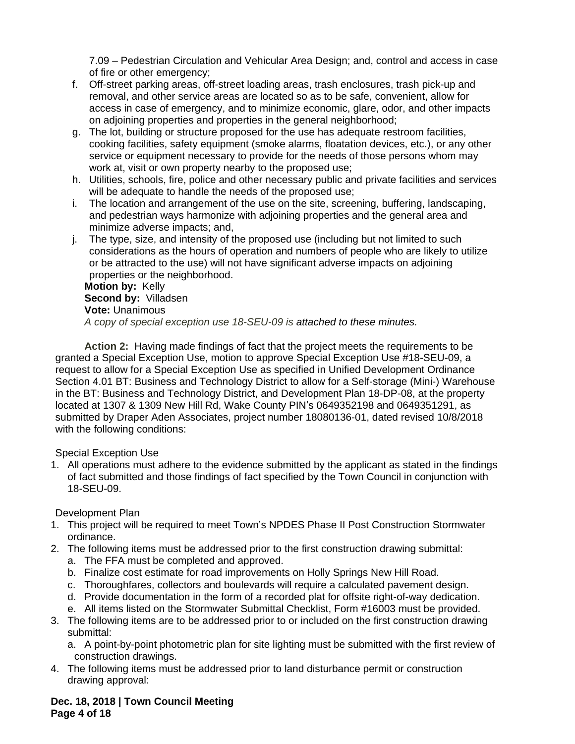7.09 – Pedestrian Circulation and Vehicular Area Design; and, control and access in case of fire or other emergency;

f. Off-street parking areas, off-street loading areas, trash enclosures, trash pick-up and removal, and other service areas are located so as to be safe, convenient, allow for access in case of emergency, and to minimize economic, glare, odor, and other impacts on adjoining properties and properties in the general neighborhood;
g. The lot, building or structure proposed for the use has adequate restroom facilities, cooking facilities, safety equipment (smoke alarms, floatation devices, etc.), or any other service or equipment necessary to provide for the needs of those persons whom may work at, visit or own property nearby to the proposed use;
h. Utilities, schools, fire, police and other necessary public and private facilities and services will be adequate to handle the needs of the proposed use;
i. The location and arrangement of the use on the site, screening, buffering, landscaping, and pedestrian ways harmonize with adjoining properties and the general area and minimize adverse impacts; and,
j. The type, size, and intensity of the proposed use (including but not limited to such considerations as the hours of operation and numbers of people who are likely to utilize or be attracted to the use) will not have significant adverse impacts on adjoining properties or the neighborhood.

**Motion by:** Kelly
**Second by:** Villadsen
**Vote:** Unanimous
*A copy of special exception use 18-SEU-09 is attached to these minutes.*

**Action 2:** Having made findings of fact that the project meets the requirements to be granted a Special Exception Use, motion to approve Special Exception Use #18-SEU-09, a request to allow for a Special Exception Use as specified in Unified Development Ordinance Section 4.01 BT: Business and Technology District to allow for a Self-storage (Mini-) Warehouse in the BT: Business and Technology District, and Development Plan 18-DP-08, at the property located at 1307 & 1309 New Hill Rd, Wake County PIN's 0649352198 and 0649351291, as submitted by Draper Aden Associates, project number 18080136-01, dated revised 10/8/2018 with the following conditions:

Special Exception Use

1. All operations must adhere to the evidence submitted by the applicant as stated in the findings of fact submitted and those findings of fact specified by the Town Council in conjunction with 18-SEU-09.

Development Plan

1. This project will be required to meet Town's NPDES Phase II Post Construction Stormwater ordinance.
2. The following items must be addressed prior to the first construction drawing submittal:
   a. The FFA must be completed and approved.
   b. Finalize cost estimate for road improvements on Holly Springs New Hill Road.
   c. Thoroughfares, collectors and boulevards will require a calculated pavement design.
   d. Provide documentation in the form of a recorded plat for offsite right-of-way dedication.
   e. All items listed on the Stormwater Submittal Checklist, Form #16003 must be provided.
3. The following items are to be addressed prior to or included on the first construction drawing submittal:
   a. A point-by-point photometric plan for site lighting must be submitted with the first review of construction drawings.
4. The following items must be addressed prior to land disturbance permit or construction drawing approval: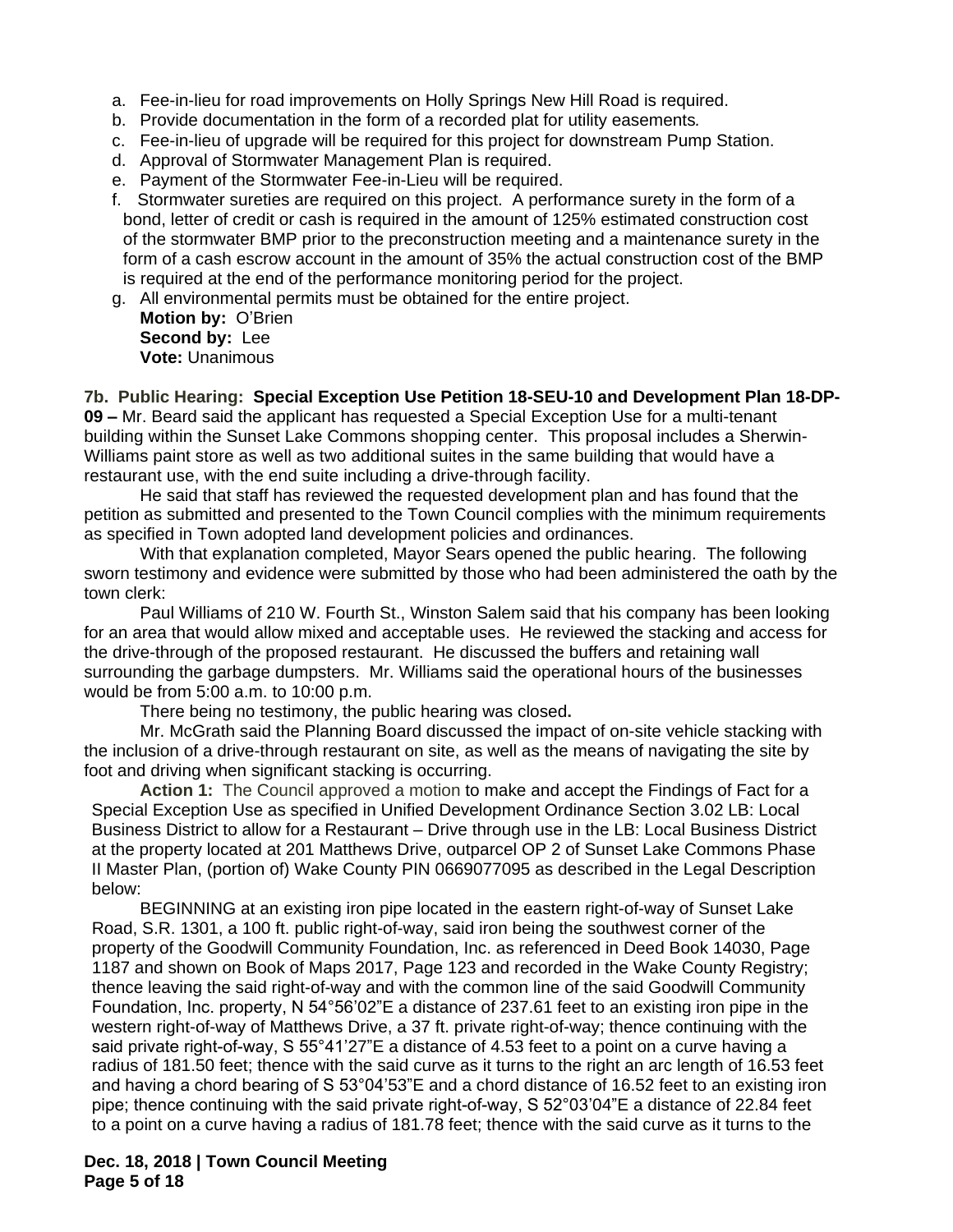a. Fee-in-lieu for road improvements on Holly Springs New Hill Road is required.
b. Provide documentation in the form of a recorded plat for utility easements.
c. Fee-in-lieu of upgrade will be required for this project for downstream Pump Station.
d. Approval of Stormwater Management Plan is required.
e. Payment of the Stormwater Fee-in-Lieu will be required.
f. Stormwater sureties are required on this project. A performance surety in the form of a bond, letter of credit or cash is required in the amount of 125% estimated construction cost of the stormwater BMP prior to the preconstruction meeting and a maintenance surety in the form of a cash escrow account in the amount of 35% the actual construction cost of the BMP is required at the end of the performance monitoring period for the project.
g. All environmental permits must be obtained for the entire project.

**Motion by:** O'Brien
**Second by:** Lee
**Vote:** Unanimous

**7b. Public Hearing: Special Exception Use Petition 18-SEU-10 and Development Plan 18-DP-09 –** Mr. Beard said the applicant has requested a Special Exception Use for a multi-tenant building within the Sunset Lake Commons shopping center. This proposal includes a Sherwin-Williams paint store as well as two additional suites in the same building that would have a restaurant use, with the end suite including a drive-through facility.

He said that staff has reviewed the requested development plan and has found that the petition as submitted and presented to the Town Council complies with the minimum requirements as specified in Town adopted land development policies and ordinances.

With that explanation completed, Mayor Sears opened the public hearing. The following sworn testimony and evidence were submitted by those who had been administered the oath by the town clerk:

Paul Williams of 210 W. Fourth St., Winston Salem said that his company has been looking for an area that would allow mixed and acceptable uses. He reviewed the stacking and access for the drive-through of the proposed restaurant. He discussed the buffers and retaining wall surrounding the garbage dumpsters. Mr. Williams said the operational hours of the businesses would be from 5:00 a.m. to 10:00 p.m.

There being no testimony, the public hearing was closed**.**

Mr. McGrath said the Planning Board discussed the impact of on-site vehicle stacking with the inclusion of a drive-through restaurant on site, as well as the means of navigating the site by foot and driving when significant stacking is occurring.

**Action 1:** The Council approved a motion to make and accept the Findings of Fact for a Special Exception Use as specified in Unified Development Ordinance Section 3.02 LB: Local Business District to allow for a Restaurant – Drive through use in the LB: Local Business District at the property located at 201 Matthews Drive, outparcel OP 2 of Sunset Lake Commons Phase II Master Plan, (portion of) Wake County PIN 0669077095 as described in the Legal Description below:

BEGINNING at an existing iron pipe located in the eastern right-of-way of Sunset Lake Road, S.R. 1301, a 100 ft. public right-of-way, said iron being the southwest corner of the property of the Goodwill Community Foundation, Inc. as referenced in Deed Book 14030, Page 1187 and shown on Book of Maps 2017, Page 123 and recorded in the Wake County Registry; thence leaving the said right-of-way and with the common line of the said Goodwill Community Foundation, Inc. property, N 54°56'02"E a distance of 237.61 feet to an existing iron pipe in the western right-of-way of Matthews Drive, a 37 ft. private right-of-way; thence continuing with the said private right-of-way, S 55°41'27"E a distance of 4.53 feet to a point on a curve having a radius of 181.50 feet; thence with the said curve as it turns to the right an arc length of 16.53 feet and having a chord bearing of S 53°04'53"E and a chord distance of 16.52 feet to an existing iron pipe; thence continuing with the said private right-of-way, S 52°03'04"E a distance of 22.84 feet to a point on a curve having a radius of 181.78 feet; thence with the said curve as it turns to the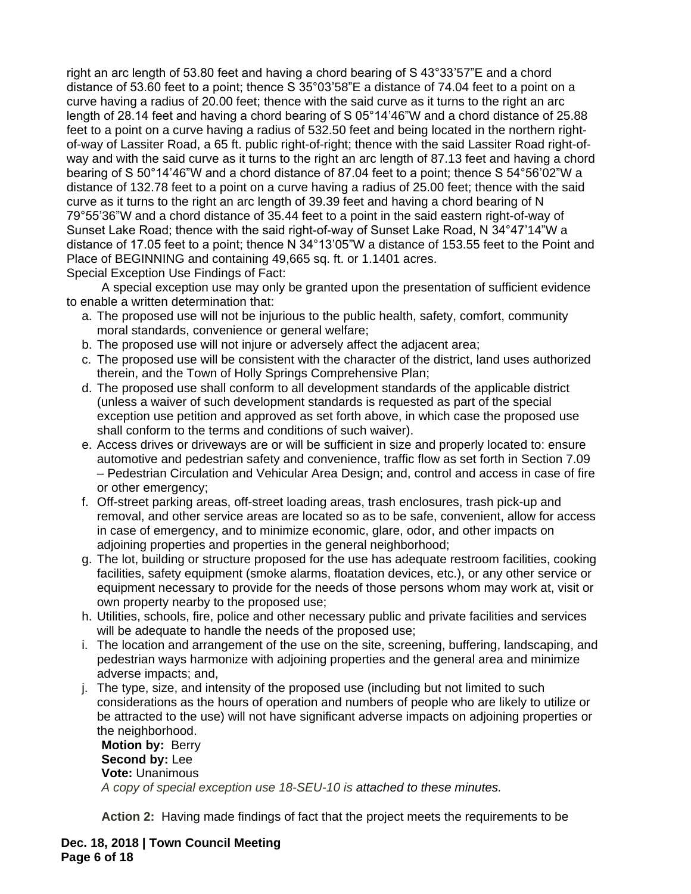right an arc length of 53.80 feet and having a chord bearing of S 43°33'57"E and a chord distance of 53.60 feet to a point; thence S 35°03'58"E a distance of 74.04 feet to a point on a curve having a radius of 20.00 feet; thence with the said curve as it turns to the right an arc length of 28.14 feet and having a chord bearing of S 05°14'46"W and a chord distance of 25.88 feet to a point on a curve having a radius of 532.50 feet and being located in the northern right-of-way of Lassiter Road, a 65 ft. public right-of-right; thence with the said Lassiter Road right-of-way and with the said curve as it turns to the right an arc length of 87.13 feet and having a chord bearing of S 50°14'46"W and a chord distance of 87.04 feet to a point; thence S 54°56'02"W a distance of 132.78 feet to a point on a curve having a radius of 25.00 feet; thence with the said curve as it turns to the right an arc length of 39.39 feet and having a chord bearing of N 79°55'36"W and a chord distance of 35.44 feet to a point in the said eastern right-of-way of Sunset Lake Road; thence with the said right-of-way of Sunset Lake Road, N 34°47'14"W a distance of 17.05 feet to a point; thence N 34°13'05"W a distance of 153.55 feet to the Point and Place of BEGINNING and containing 49,665 sq. ft. or 1.1401 acres.

Special Exception Use Findings of Fact:

A special exception use may only be granted upon the presentation of sufficient evidence to enable a written determination that:

a. The proposed use will not be injurious to the public health, safety, comfort, community moral standards, convenience or general welfare;
b. The proposed use will not injure or adversely affect the adjacent area;
c. The proposed use will be consistent with the character of the district, land uses authorized therein, and the Town of Holly Springs Comprehensive Plan;
d. The proposed use shall conform to all development standards of the applicable district (unless a waiver of such development standards is requested as part of the special exception use petition and approved as set forth above, in which case the proposed use shall conform to the terms and conditions of such waiver).
e. Access drives or driveways are or will be sufficient in size and properly located to: ensure automotive and pedestrian safety and convenience, traffic flow as set forth in Section 7.09 – Pedestrian Circulation and Vehicular Area Design; and, control and access in case of fire or other emergency;
f. Off-street parking areas, off-street loading areas, trash enclosures, trash pick-up and removal, and other service areas are located so as to be safe, convenient, allow for access in case of emergency, and to minimize economic, glare, odor, and other impacts on adjoining properties and properties in the general neighborhood;
g. The lot, building or structure proposed for the use has adequate restroom facilities, cooking facilities, safety equipment (smoke alarms, floatation devices, etc.), or any other service or equipment necessary to provide for the needs of those persons whom may work at, visit or own property nearby to the proposed use;
h. Utilities, schools, fire, police and other necessary public and private facilities and services will be adequate to handle the needs of the proposed use;
i. The location and arrangement of the use on the site, screening, buffering, landscaping, and pedestrian ways harmonize with adjoining properties and the general area and minimize adverse impacts; and,
j. The type, size, and intensity of the proposed use (including but not limited to such considerations as the hours of operation and numbers of people who are likely to utilize or be attracted to the use) will not have significant adverse impacts on adjoining properties or the neighborhood.

**Motion by:** Berry
**Second by:** Lee
**Vote:** Unanimous
*A copy of special exception use 18-SEU-10 is attached to these minutes.*

**Action 2:** Having made findings of fact that the project meets the requirements to be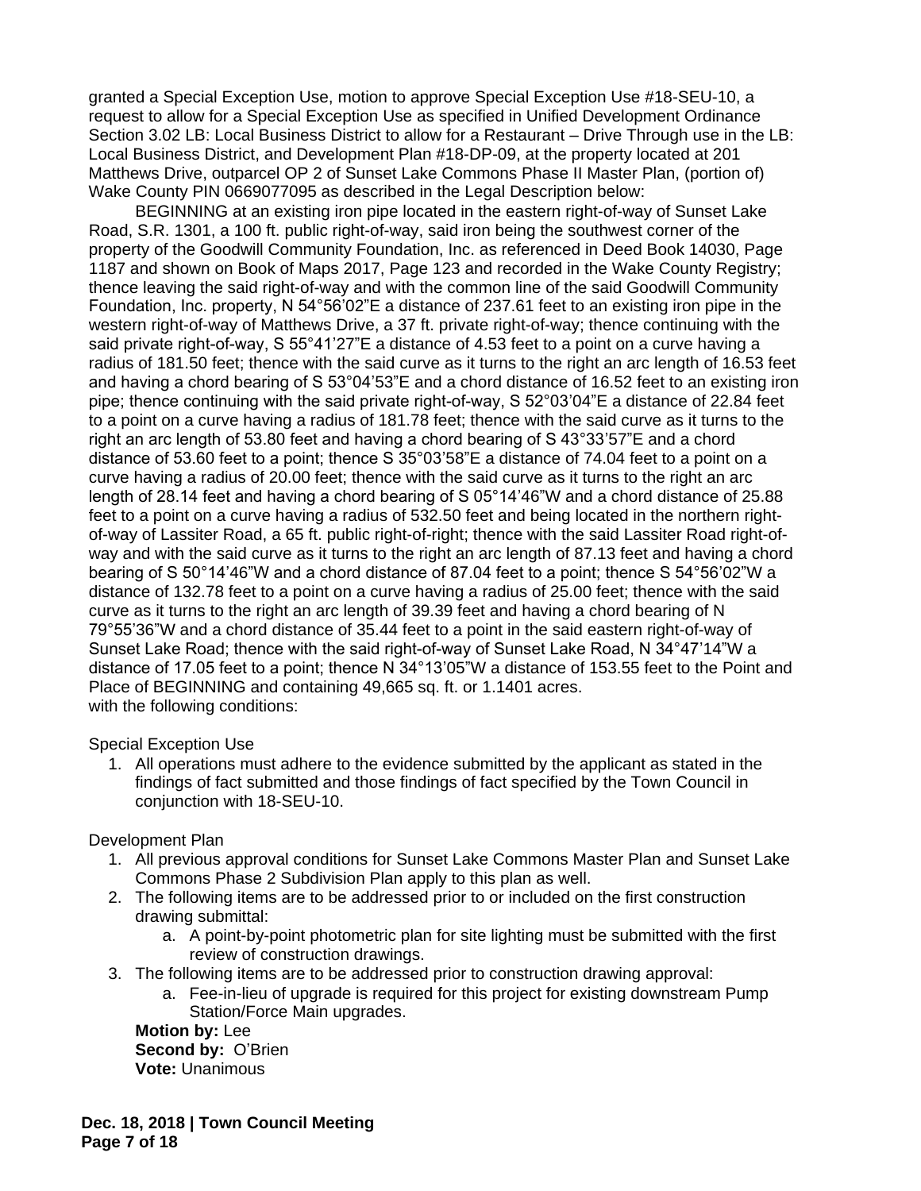granted a Special Exception Use, motion to approve Special Exception Use #18-SEU-10, a request to allow for a Special Exception Use as specified in Unified Development Ordinance Section 3.02 LB: Local Business District to allow for a Restaurant – Drive Through use in the LB: Local Business District, and Development Plan #18-DP-09, at the property located at 201 Matthews Drive, outparcel OP 2 of Sunset Lake Commons Phase II Master Plan, (portion of) Wake County PIN 0669077095 as described in the Legal Description below:

BEGINNING at an existing iron pipe located in the eastern right-of-way of Sunset Lake Road, S.R. 1301, a 100 ft. public right-of-way, said iron being the southwest corner of the property of the Goodwill Community Foundation, Inc. as referenced in Deed Book 14030, Page 1187 and shown on Book of Maps 2017, Page 123 and recorded in the Wake County Registry; thence leaving the said right-of-way and with the common line of the said Goodwill Community Foundation, Inc. property, N 54°56'02"E a distance of 237.61 feet to an existing iron pipe in the western right-of-way of Matthews Drive, a 37 ft. private right-of-way; thence continuing with the said private right-of-way, S 55°41'27"E a distance of 4.53 feet to a point on a curve having a radius of 181.50 feet; thence with the said curve as it turns to the right an arc length of 16.53 feet and having a chord bearing of S 53°04'53"E and a chord distance of 16.52 feet to an existing iron pipe; thence continuing with the said private right-of-way, S 52°03'04"E a distance of 22.84 feet to a point on a curve having a radius of 181.78 feet; thence with the said curve as it turns to the right an arc length of 53.80 feet and having a chord bearing of S 43°33'57"E and a chord distance of 53.60 feet to a point; thence S 35°03'58"E a distance of 74.04 feet to a point on a curve having a radius of 20.00 feet; thence with the said curve as it turns to the right an arc length of 28.14 feet and having a chord bearing of S 05°14'46"W and a chord distance of 25.88 feet to a point on a curve having a radius of 532.50 feet and being located in the northern right-of-way of Lassiter Road, a 65 ft. public right-of-right; thence with the said Lassiter Road right-of-way and with the said curve as it turns to the right an arc length of 87.13 feet and having a chord bearing of S 50°14'46"W and a chord distance of 87.04 feet to a point; thence S 54°56'02"W a distance of 132.78 feet to a point on a curve having a radius of 25.00 feet; thence with the said curve as it turns to the right an arc length of 39.39 feet and having a chord bearing of N 79°55'36"W and a chord distance of 35.44 feet to a point in the said eastern right-of-way of Sunset Lake Road; thence with the said right-of-way of Sunset Lake Road, N 34°47'14"W a distance of 17.05 feet to a point; thence N 34°13'05"W a distance of 153.55 feet to the Point and Place of BEGINNING and containing 49,665 sq. ft. or 1.1401 acres.
with the following conditions:

Special Exception Use

1. All operations must adhere to the evidence submitted by the applicant as stated in the findings of fact submitted and those findings of fact specified by the Town Council in conjunction with 18-SEU-10.

Development Plan

1. All previous approval conditions for Sunset Lake Commons Master Plan and Sunset Lake Commons Phase 2 Subdivision Plan apply to this plan as well.
2. The following items are to be addressed prior to or included on the first construction drawing submittal:
   a. A point-by-point photometric plan for site lighting must be submitted with the first review of construction drawings.
3. The following items are to be addressed prior to construction drawing approval:
   a. Fee-in-lieu of upgrade is required for this project for existing downstream Pump Station/Force Main upgrades.

**Motion by:** Lee
**Second by:** O'Brien
**Vote:** Unanimous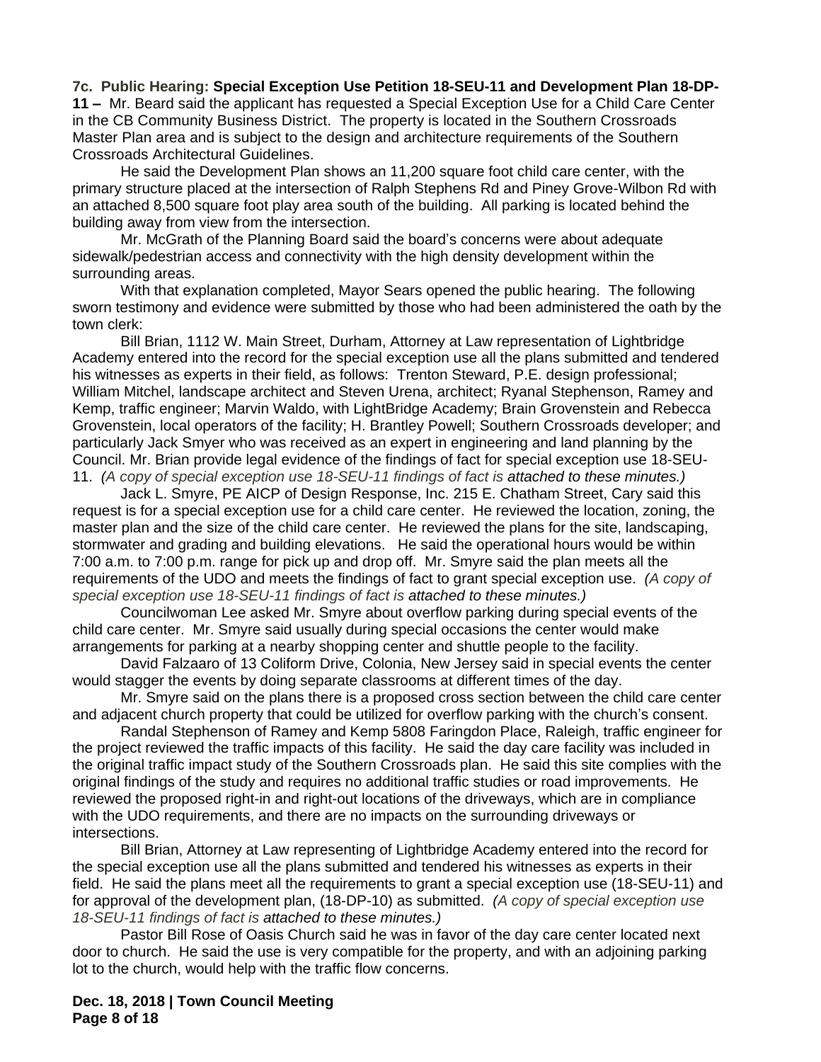**7c. Public Hearing: Special Exception Use Petition 18-SEU-11 and Development Plan 18-DP-11 –** Mr. Beard said the applicant has requested a Special Exception Use for a Child Care Center in the CB Community Business District. The property is located in the Southern Crossroads Master Plan area and is subject to the design and architecture requirements of the Southern Crossroads Architectural Guidelines.

He said the Development Plan shows an 11,200 square foot child care center, with the primary structure placed at the intersection of Ralph Stephens Rd and Piney Grove-Wilbon Rd with an attached 8,500 square foot play area south of the building. All parking is located behind the building away from view from the intersection.

Mr. McGrath of the Planning Board said the board's concerns were about adequate sidewalk/pedestrian access and connectivity with the high density development within the surrounding areas.

With that explanation completed, Mayor Sears opened the public hearing. The following sworn testimony and evidence were submitted by those who had been administered the oath by the town clerk:

Bill Brian, 1112 W. Main Street, Durham, Attorney at Law representation of Lightbridge Academy entered into the record for the special exception use all the plans submitted and tendered his witnesses as experts in their field, as follows: Trenton Steward, P.E. design professional; William Mitchel, landscape architect and Steven Urena, architect; Ryanal Stephenson, Ramey and Kemp, traffic engineer; Marvin Waldo, with LightBridge Academy; Brain Grovenstein and Rebecca Grovenstein, local operators of the facility; H. Brantley Powell; Southern Crossroads developer; and particularly Jack Smyer who was received as an expert in engineering and land planning by the Council. Mr. Brian provide legal evidence of the findings of fact for special exception use 18-SEU-11. *(A copy of special exception use 18-SEU-11 findings of fact is attached to these minutes.)*

Jack L. Smyre, PE AICP of Design Response, Inc. 215 E. Chatham Street, Cary said this request is for a special exception use for a child care center. He reviewed the location, zoning, the master plan and the size of the child care center. He reviewed the plans for the site, landscaping, stormwater and grading and building elevations. He said the operational hours would be within 7:00 a.m. to 7:00 p.m. range for pick up and drop off. Mr. Smyre said the plan meets all the requirements of the UDO and meets the findings of fact to grant special exception use. *(A copy of special exception use 18-SEU-11 findings of fact is attached to these minutes.)*

Councilwoman Lee asked Mr. Smyre about overflow parking during special events of the child care center. Mr. Smyre said usually during special occasions the center would make arrangements for parking at a nearby shopping center and shuttle people to the facility.

David Falzaaro of 13 Coliform Drive, Colonia, New Jersey said in special events the center would stagger the events by doing separate classrooms at different times of the day.

Mr. Smyre said on the plans there is a proposed cross section between the child care center and adjacent church property that could be utilized for overflow parking with the church's consent.

Randal Stephenson of Ramey and Kemp 5808 Faringdon Place, Raleigh, traffic engineer for the project reviewed the traffic impacts of this facility. He said the day care facility was included in the original traffic impact study of the Southern Crossroads plan. He said this site complies with the original findings of the study and requires no additional traffic studies or road improvements. He reviewed the proposed right-in and right-out locations of the driveways, which are in compliance with the UDO requirements, and there are no impacts on the surrounding driveways or intersections.

Bill Brian, Attorney at Law representing of Lightbridge Academy entered into the record for the special exception use all the plans submitted and tendered his witnesses as experts in their field. He said the plans meet all the requirements to grant a special exception use (18-SEU-11) and for approval of the development plan, (18-DP-10) as submitted. *(A copy of special exception use 18-SEU-11 findings of fact is attached to these minutes.)*

Pastor Bill Rose of Oasis Church said he was in favor of the day care center located next door to church. He said the use is very compatible for the property, and with an adjoining parking lot to the church, would help with the traffic flow concerns.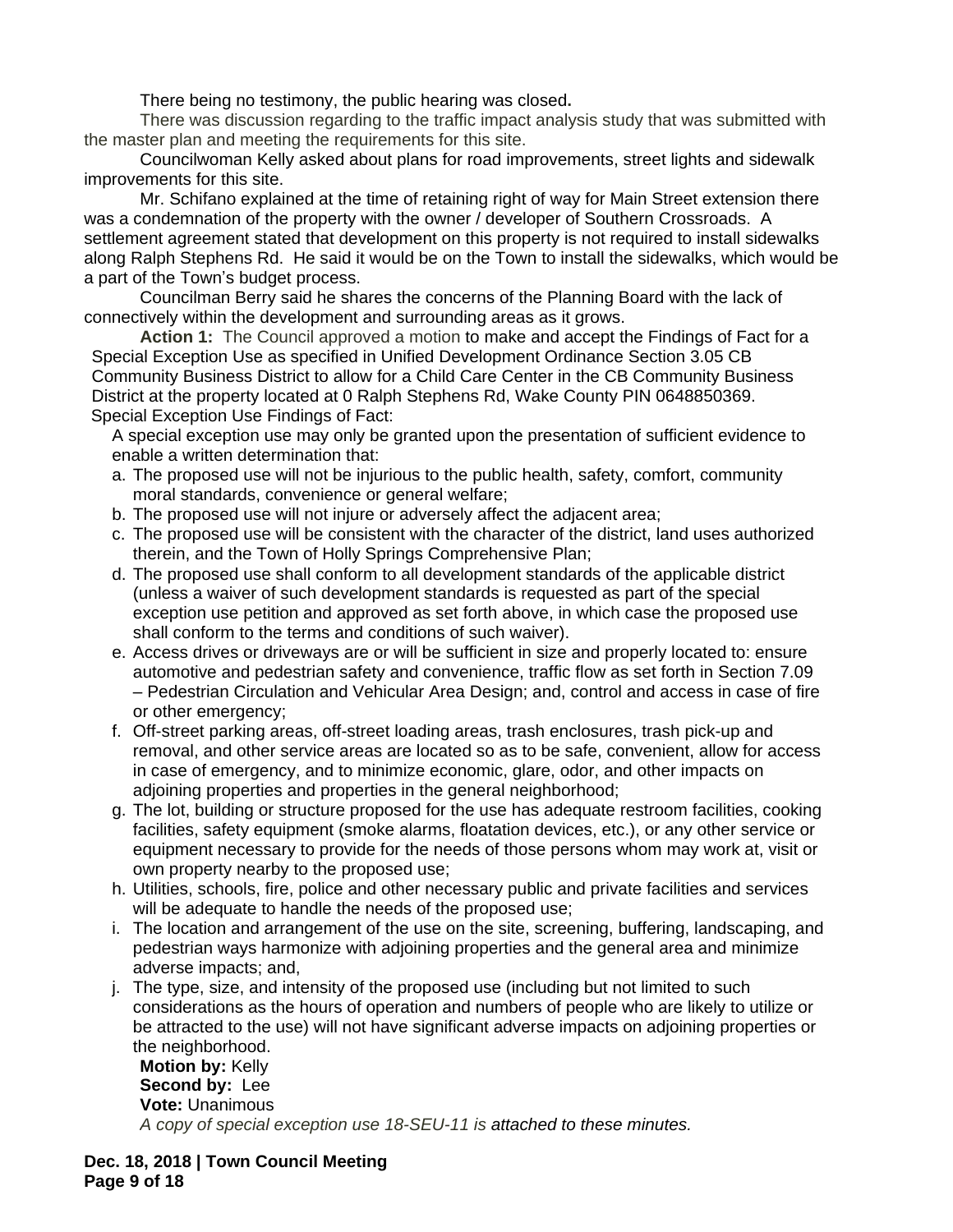There being no testimony, the public hearing was closed**.**

There was discussion regarding to the traffic impact analysis study that was submitted with the master plan and meeting the requirements for this site.

Councilwoman Kelly asked about plans for road improvements, street lights and sidewalk improvements for this site.

Mr. Schifano explained at the time of retaining right of way for Main Street extension there was a condemnation of the property with the owner / developer of Southern Crossroads. A settlement agreement stated that development on this property is not required to install sidewalks along Ralph Stephens Rd. He said it would be on the Town to install the sidewalks, which would be a part of the Town's budget process.

Councilman Berry said he shares the concerns of the Planning Board with the lack of connectively within the development and surrounding areas as it grows.

**Action 1:** The Council approved a motion to make and accept the Findings of Fact for a Special Exception Use as specified in Unified Development Ordinance Section 3.05 CB Community Business District to allow for a Child Care Center in the CB Community Business District at the property located at 0 Ralph Stephens Rd, Wake County PIN 0648850369.

Special Exception Use Findings of Fact:

A special exception use may only be granted upon the presentation of sufficient evidence to enable a written determination that:

a. The proposed use will not be injurious to the public health, safety, comfort, community moral standards, convenience or general welfare;
b. The proposed use will not injure or adversely affect the adjacent area;
c. The proposed use will be consistent with the character of the district, land uses authorized therein, and the Town of Holly Springs Comprehensive Plan;
d. The proposed use shall conform to all development standards of the applicable district (unless a waiver of such development standards is requested as part of the special exception use petition and approved as set forth above, in which case the proposed use shall conform to the terms and conditions of such waiver).
e. Access drives or driveways are or will be sufficient in size and properly located to: ensure automotive and pedestrian safety and convenience, traffic flow as set forth in Section 7.09 – Pedestrian Circulation and Vehicular Area Design; and, control and access in case of fire or other emergency;
f. Off-street parking areas, off-street loading areas, trash enclosures, trash pick-up and removal, and other service areas are located so as to be safe, convenient, allow for access in case of emergency, and to minimize economic, glare, odor, and other impacts on adjoining properties and properties in the general neighborhood;
g. The lot, building or structure proposed for the use has adequate restroom facilities, cooking facilities, safety equipment (smoke alarms, floatation devices, etc.), or any other service or equipment necessary to provide for the needs of those persons whom may work at, visit or own property nearby to the proposed use;
h. Utilities, schools, fire, police and other necessary public and private facilities and services will be adequate to handle the needs of the proposed use;
i. The location and arrangement of the use on the site, screening, buffering, landscaping, and pedestrian ways harmonize with adjoining properties and the general area and minimize adverse impacts; and,
j. The type, size, and intensity of the proposed use (including but not limited to such considerations as the hours of operation and numbers of people who are likely to utilize or be attracted to the use) will not have significant adverse impacts on adjoining properties or the neighborhood.

**Motion by:** Kelly
**Second by:** Lee
**Vote:** Unanimous

*A copy of special exception use 18-SEU-11 is attached to these minutes.*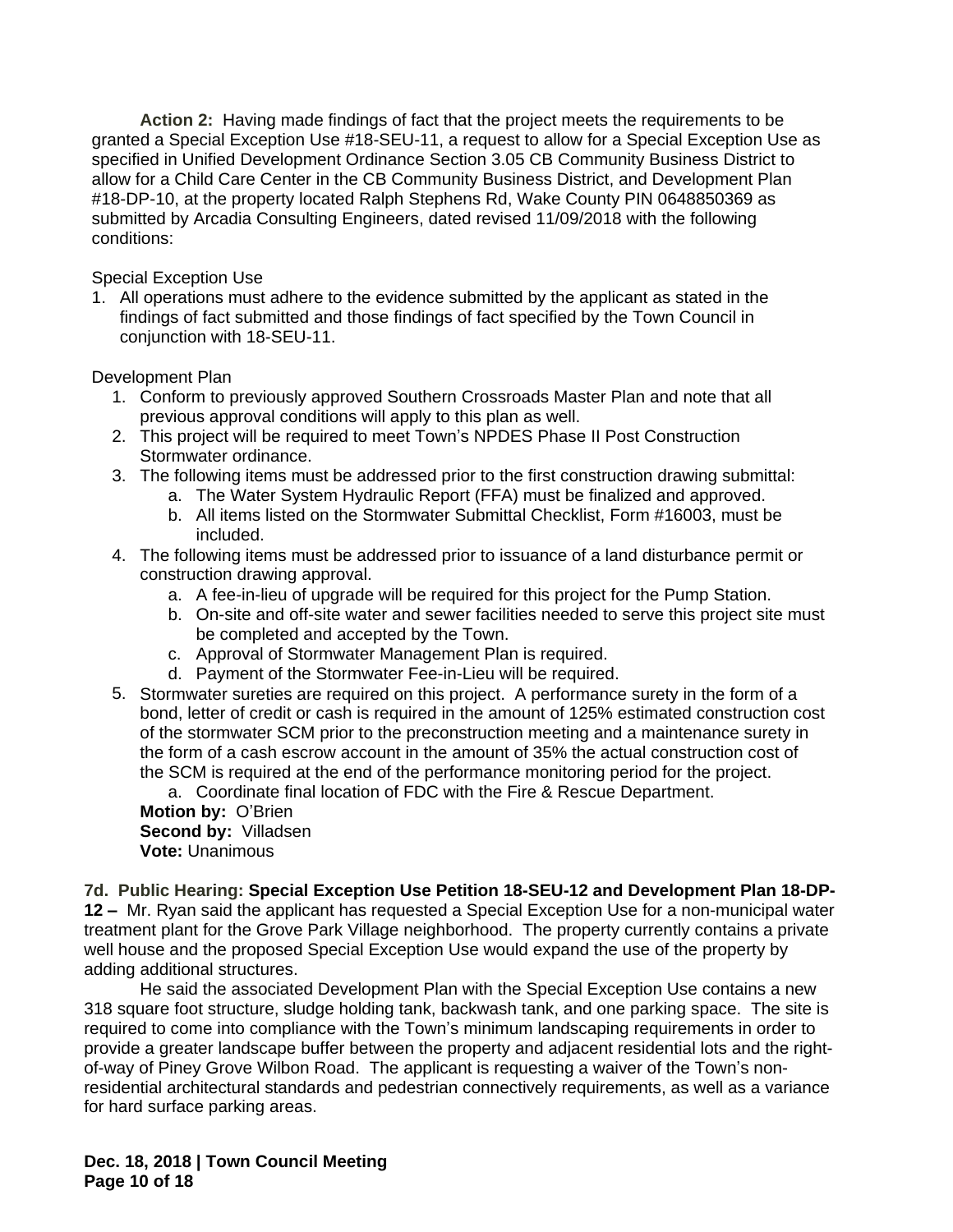**Action 2:** Having made findings of fact that the project meets the requirements to be granted a Special Exception Use #18-SEU-11, a request to allow for a Special Exception Use as specified in Unified Development Ordinance Section 3.05 CB Community Business District to allow for a Child Care Center in the CB Community Business District, and Development Plan #18-DP-10, at the property located Ralph Stephens Rd, Wake County PIN 0648850369 as submitted by Arcadia Consulting Engineers, dated revised 11/09/2018 with the following conditions:

Special Exception Use

1. All operations must adhere to the evidence submitted by the applicant as stated in the findings of fact submitted and those findings of fact specified by the Town Council in conjunction with 18-SEU-11.

Development Plan

1. Conform to previously approved Southern Crossroads Master Plan and note that all previous approval conditions will apply to this plan as well.
2. This project will be required to meet Town's NPDES Phase II Post Construction Stormwater ordinance.
3. The following items must be addressed prior to the first construction drawing submittal:
   a. The Water System Hydraulic Report (FFA) must be finalized and approved.
   b. All items listed on the Stormwater Submittal Checklist, Form #16003, must be included.
4. The following items must be addressed prior to issuance of a land disturbance permit or construction drawing approval.
   a. A fee-in-lieu of upgrade will be required for this project for the Pump Station.
   b. On-site and off-site water and sewer facilities needed to serve this project site must be completed and accepted by the Town.
   c. Approval of Stormwater Management Plan is required.
   d. Payment of the Stormwater Fee-in-Lieu will be required.
5. Stormwater sureties are required on this project. A performance surety in the form of a bond, letter of credit or cash is required in the amount of 125% estimated construction cost of the stormwater SCM prior to the preconstruction meeting and a maintenance surety in the form of a cash escrow account in the amount of 35% the actual construction cost of the SCM is required at the end of the performance monitoring period for the project.
   a. Coordinate final location of FDC with the Fire & Rescue Department.

**Motion by:** O'Brien
**Second by:** Villadsen
**Vote:** Unanimous

**7d. Public Hearing: Special Exception Use Petition 18-SEU-12 and Development Plan 18-DP-12 –** Mr. Ryan said the applicant has requested a Special Exception Use for a non-municipal water treatment plant for the Grove Park Village neighborhood. The property currently contains a private well house and the proposed Special Exception Use would expand the use of the property by adding additional structures.

He said the associated Development Plan with the Special Exception Use contains a new 318 square foot structure, sludge holding tank, backwash tank, and one parking space. The site is required to come into compliance with the Town's minimum landscaping requirements in order to provide a greater landscape buffer between the property and adjacent residential lots and the right-of-way of Piney Grove Wilbon Road. The applicant is requesting a waiver of the Town's non-residential architectural standards and pedestrian connectively requirements, as well as a variance for hard surface parking areas.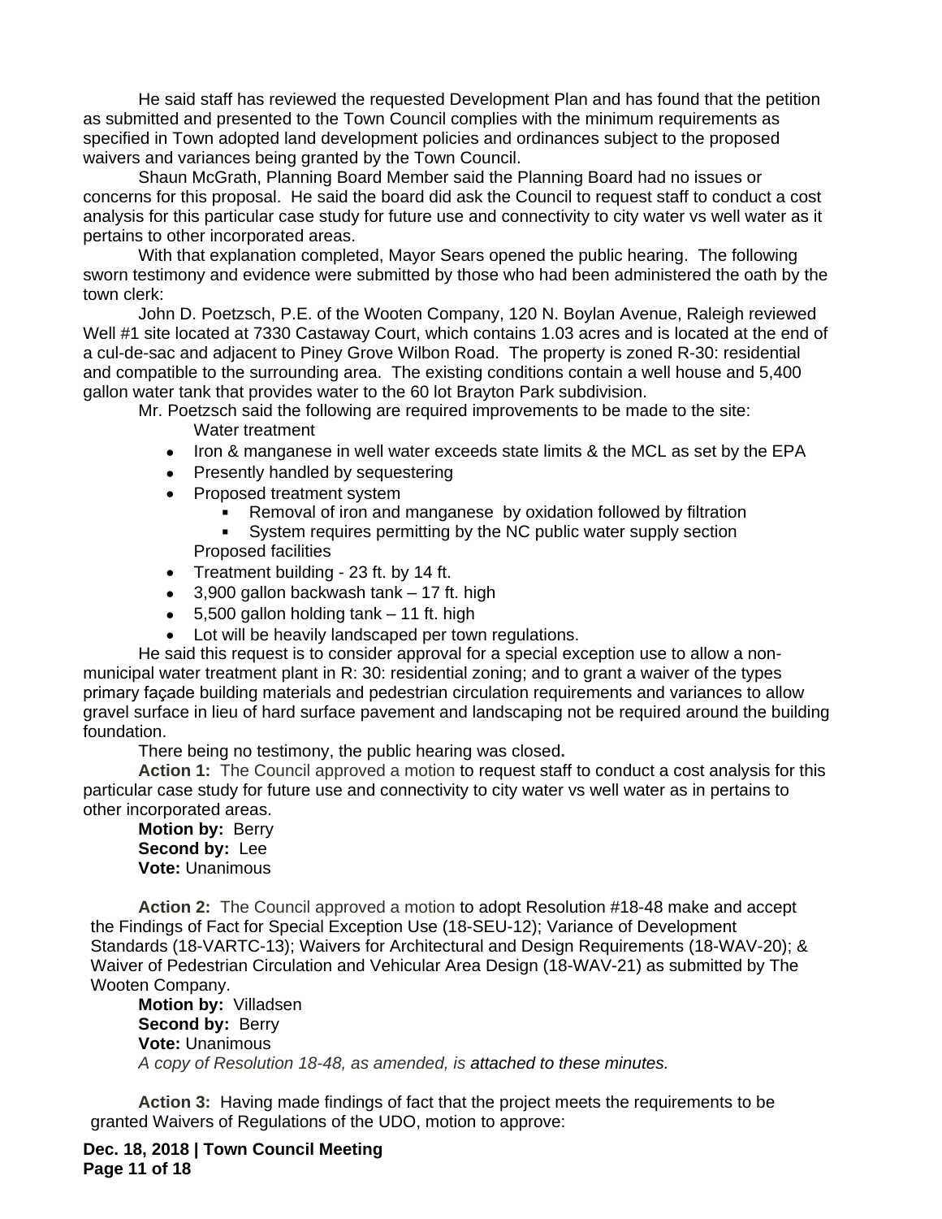He said staff has reviewed the requested Development Plan and has found that the petition as submitted and presented to the Town Council complies with the minimum requirements as specified in Town adopted land development policies and ordinances subject to the proposed waivers and variances being granted by the Town Council.

Shaun McGrath, Planning Board Member said the Planning Board had no issues or concerns for this proposal. He said the board did ask the Council to request staff to conduct a cost analysis for this particular case study for future use and connectivity to city water vs well water as it pertains to other incorporated areas.

With that explanation completed, Mayor Sears opened the public hearing. The following sworn testimony and evidence were submitted by those who had been administered the oath by the town clerk:

John D. Poetzsch, P.E. of the Wooten Company, 120 N. Boylan Avenue, Raleigh reviewed Well #1 site located at 7330 Castaway Court, which contains 1.03 acres and is located at the end of a cul-de-sac and adjacent to Piney Grove Wilbon Road. The property is zoned R-30: residential and compatible to the surrounding area. The existing conditions contain a well house and 5,400 gallon water tank that provides water to the 60 lot Brayton Park subdivision.

Mr. Poetzsch said the following are required improvements to be made to the site:

Water treatment

- Iron & manganese in well water exceeds state limits & the MCL as set by the EPA
- Presently handled by sequestering
- Proposed treatment system
  - Removal of iron and manganese by oxidation followed by filtration
  - System requires permitting by the NC public water supply section

Proposed facilities

- Treatment building - 23 ft. by 14 ft.
- 3,900 gallon backwash tank – 17 ft. high
- 5,500 gallon holding tank – 11 ft. high
- Lot will be heavily landscaped per town regulations.

He said this request is to consider approval for a special exception use to allow a non-municipal water treatment plant in R: 30: residential zoning; and to grant a waiver of the types primary façade building materials and pedestrian circulation requirements and variances to allow gravel surface in lieu of hard surface pavement and landscaping not be required around the building foundation.

There being no testimony, the public hearing was closed.

**Action 1:** The Council approved a motion to request staff to conduct a cost analysis for this particular case study for future use and connectivity to city water vs well water as in pertains to other incorporated areas.

**Motion by:** Berry
**Second by:** Lee
**Vote:** Unanimous

**Action 2:** The Council approved a motion to adopt Resolution #18-48 make and accept the Findings of Fact for Special Exception Use (18-SEU-12); Variance of Development Standards (18-VARTC-13); Waivers for Architectural and Design Requirements (18-WAV-20); & Waiver of Pedestrian Circulation and Vehicular Area Design (18-WAV-21) as submitted by The Wooten Company.

**Motion by:** Villadsen
**Second by:** Berry
**Vote:** Unanimous

*A copy of Resolution 18-48, as amended, is attached to these minutes.*

**Action 3:** Having made findings of fact that the project meets the requirements to be granted Waivers of Regulations of the UDO, motion to approve: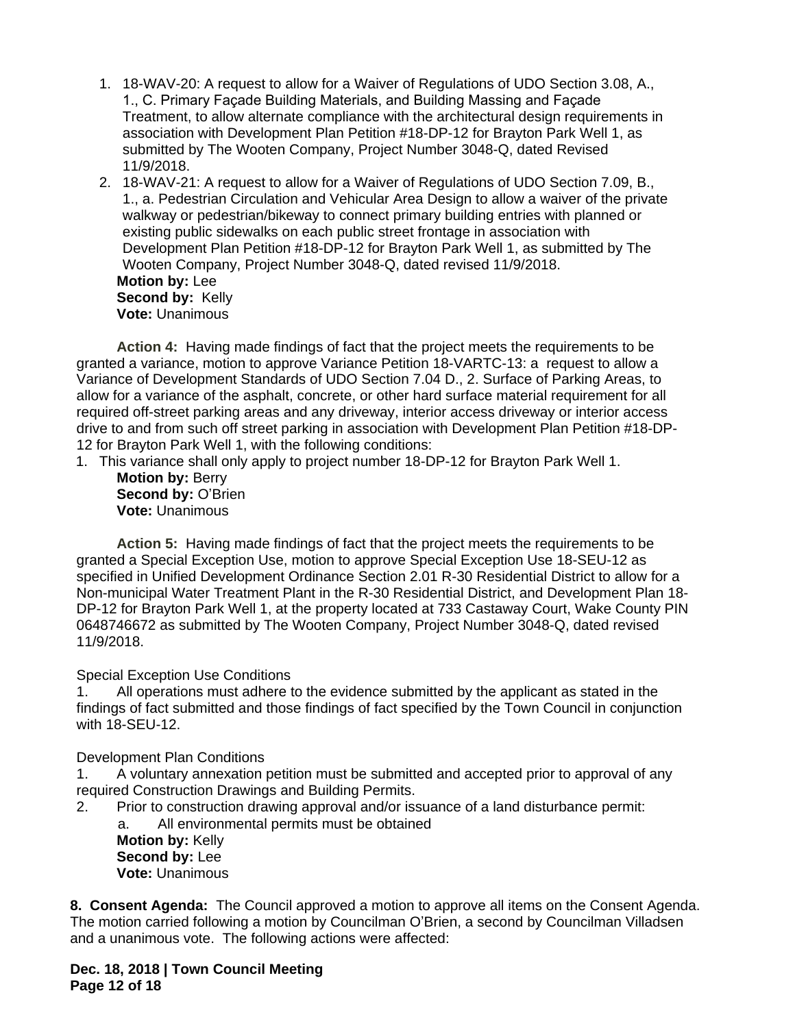1. 18-WAV-20: A request to allow for a Waiver of Regulations of UDO Section 3.08, A., 1., C. Primary Façade Building Materials, and Building Massing and Façade Treatment, to allow alternate compliance with the architectural design requirements in association with Development Plan Petition #18-DP-12 for Brayton Park Well 1, as submitted by The Wooten Company, Project Number 3048-Q, dated Revised 11/9/2018.
2. 18-WAV-21: A request to allow for a Waiver of Regulations of UDO Section 7.09, B., 1., a. Pedestrian Circulation and Vehicular Area Design to allow a waiver of the private walkway or pedestrian/bikeway to connect primary building entries with planned or existing public sidewalks on each public street frontage in association with Development Plan Petition #18-DP-12 for Brayton Park Well 1, as submitted by The Wooten Company, Project Number 3048-Q, dated revised 11/9/2018.

   **Motion by:** Lee
   **Second by:** Kelly
   **Vote:** Unanimous

**Action 4:** Having made findings of fact that the project meets the requirements to be granted a variance, motion to approve Variance Petition 18-VARTC-13: a request to allow a Variance of Development Standards of UDO Section 7.04 D., 2. Surface of Parking Areas, to allow for a variance of the asphalt, concrete, or other hard surface material requirement for all required off-street parking areas and any driveway, interior access driveway or interior access drive to and from such off street parking in association with Development Plan Petition #18-DP-12 for Brayton Park Well 1, with the following conditions:

1. This variance shall only apply to project number 18-DP-12 for Brayton Park Well 1.

   **Motion by:** Berry
   **Second by:** O'Brien
   **Vote:** Unanimous

**Action 5:** Having made findings of fact that the project meets the requirements to be granted a Special Exception Use, motion to approve Special Exception Use 18-SEU-12 as specified in Unified Development Ordinance Section 2.01 R-30 Residential District to allow for a Non-municipal Water Treatment Plant in the R-30 Residential District, and Development Plan 18-DP-12 for Brayton Park Well 1, at the property located at 733 Castaway Court, Wake County PIN 0648746672 as submitted by The Wooten Company, Project Number 3048-Q, dated revised 11/9/2018.

Special Exception Use Conditions

1. All operations must adhere to the evidence submitted by the applicant as stated in the findings of fact submitted and those findings of fact specified by the Town Council in conjunction with 18-SEU-12.

Development Plan Conditions

1. A voluntary annexation petition must be submitted and accepted prior to approval of any required Construction Drawings and Building Permits.
2. Prior to construction drawing approval and/or issuance of a land disturbance permit:
   a. All environmental permits must be obtained

   **Motion by:** Kelly
   **Second by:** Lee
   **Vote:** Unanimous

**8. Consent Agenda:** The Council approved a motion to approve all items on the Consent Agenda. The motion carried following a motion by Councilman O'Brien, a second by Councilman Villadsen and a unanimous vote. The following actions were affected: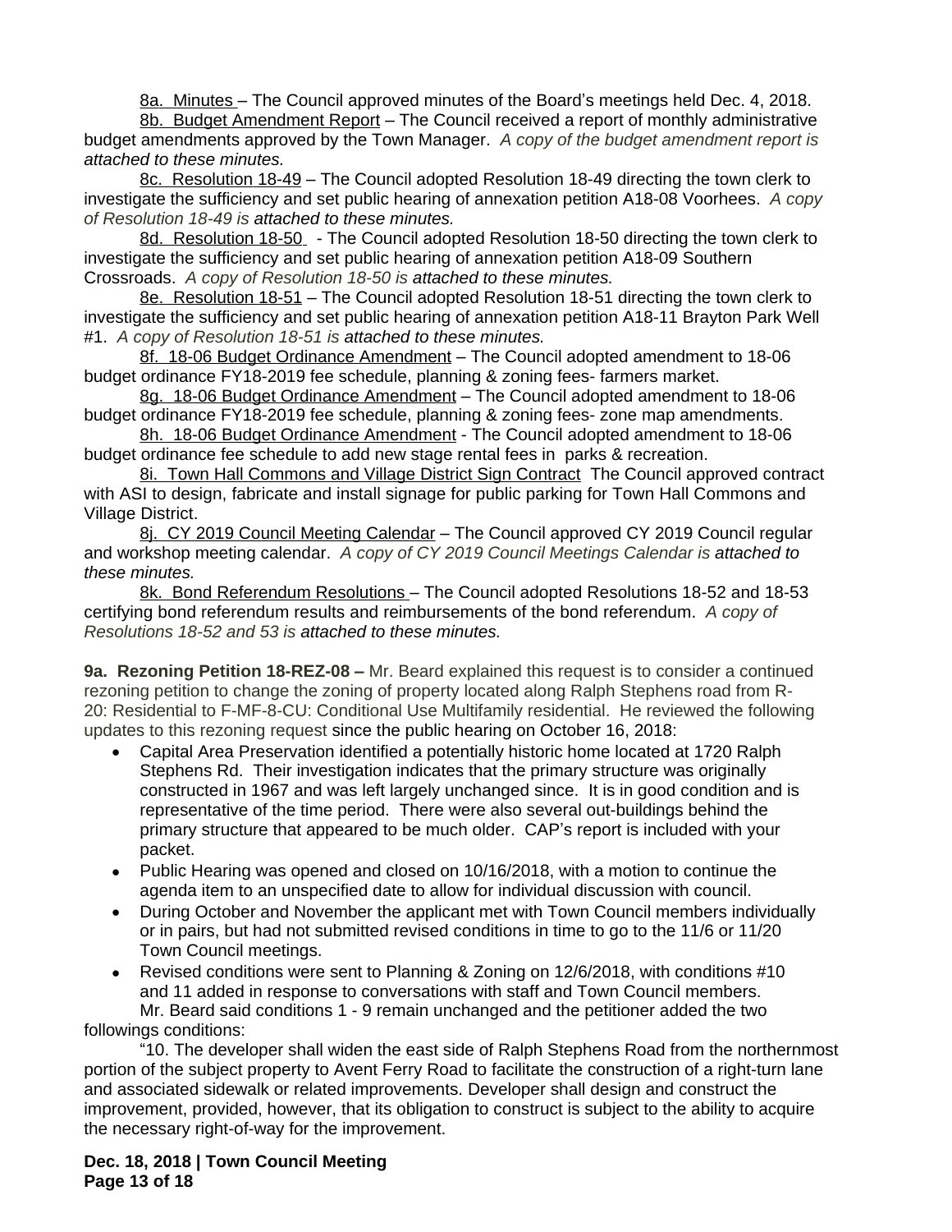8a. Minutes – The Council approved minutes of the Board's meetings held Dec. 4, 2018.

8b. Budget Amendment Report – The Council received a report of monthly administrative budget amendments approved by the Town Manager. *A copy of the budget amendment report is attached to these minutes.*

8c. Resolution 18-49 – The Council adopted Resolution 18-49 directing the town clerk to investigate the sufficiency and set public hearing of annexation petition A18-08 Voorhees. *A copy of Resolution 18-49 is attached to these minutes.*

8d. Resolution 18-50 - The Council adopted Resolution 18-50 directing the town clerk to investigate the sufficiency and set public hearing of annexation petition A18-09 Southern Crossroads. *A copy of Resolution 18-50 is attached to these minutes.*

8e. Resolution 18-51 – The Council adopted Resolution 18-51 directing the town clerk to investigate the sufficiency and set public hearing of annexation petition A18-11 Brayton Park Well #1. *A copy of Resolution 18-51 is attached to these minutes.*

8f. 18-06 Budget Ordinance Amendment – The Council adopted amendment to 18-06 budget ordinance FY18-2019 fee schedule, planning & zoning fees- farmers market.

8g. 18-06 Budget Ordinance Amendment – The Council adopted amendment to 18-06 budget ordinance FY18-2019 fee schedule, planning & zoning fees- zone map amendments.

8h. 18-06 Budget Ordinance Amendment - The Council adopted amendment to 18-06 budget ordinance fee schedule to add new stage rental fees in parks & recreation.

8i. Town Hall Commons and Village District Sign Contract The Council approved contract with ASI to design, fabricate and install signage for public parking for Town Hall Commons and Village District.

8j. CY 2019 Council Meeting Calendar – The Council approved CY 2019 Council regular and workshop meeting calendar. *A copy of CY 2019 Council Meetings Calendar is attached to these minutes.*

8k. Bond Referendum Resolutions – The Council adopted Resolutions 18-52 and 18-53 certifying bond referendum results and reimbursements of the bond referendum. *A copy of Resolutions 18-52 and 53 is attached to these minutes.*

**9a. Rezoning Petition 18-REZ-08 –** Mr. Beard explained this request is to consider a continued rezoning petition to change the zoning of property located along Ralph Stephens road from R-20: Residential to F-MF-8-CU: Conditional Use Multifamily residential. He reviewed the following updates to this rezoning request since the public hearing on October 16, 2018:

- Capital Area Preservation identified a potentially historic home located at 1720 Ralph Stephens Rd. Their investigation indicates that the primary structure was originally constructed in 1967 and was left largely unchanged since. It is in good condition and is representative of the time period. There were also several out-buildings behind the primary structure that appeared to be much older. CAP's report is included with your packet.
- Public Hearing was opened and closed on 10/16/2018, with a motion to continue the agenda item to an unspecified date to allow for individual discussion with council.
- During October and November the applicant met with Town Council members individually or in pairs, but had not submitted revised conditions in time to go to the 11/6 or 11/20 Town Council meetings.
- Revised conditions were sent to Planning & Zoning on 12/6/2018, with conditions #10 and 11 added in response to conversations with staff and Town Council members.

Mr. Beard said conditions 1 - 9 remain unchanged and the petitioner added the two followings conditions:

"10. The developer shall widen the east side of Ralph Stephens Road from the northernmost portion of the subject property to Avent Ferry Road to facilitate the construction of a right-turn lane and associated sidewalk or related improvements. Developer shall design and construct the improvement, provided, however, that its obligation to construct is subject to the ability to acquire the necessary right-of-way for the improvement.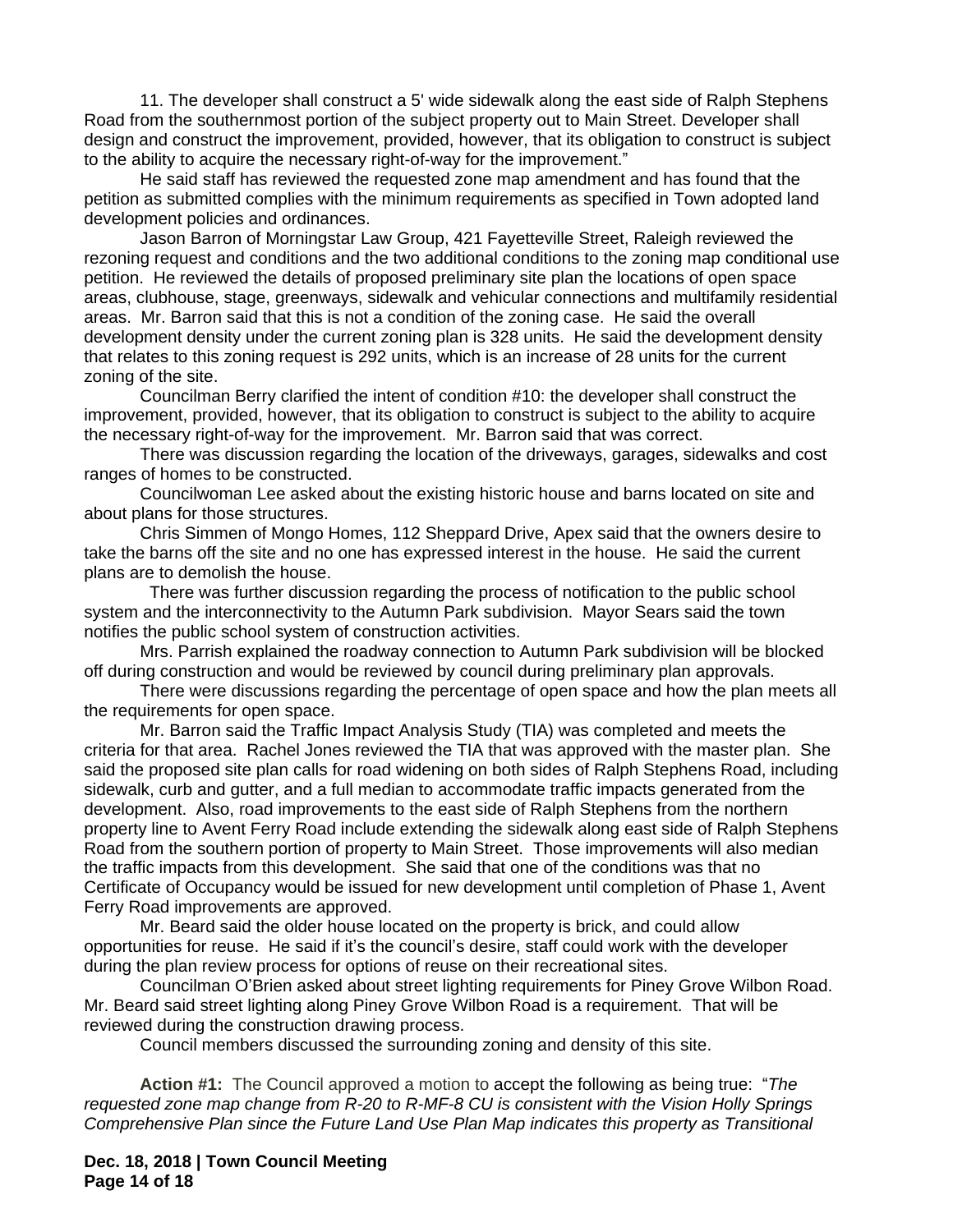11. The developer shall construct a 5' wide sidewalk along the east side of Ralph Stephens Road from the southernmost portion of the subject property out to Main Street. Developer shall design and construct the improvement, provided, however, that its obligation to construct is subject to the ability to acquire the necessary right-of-way for the improvement."

He said staff has reviewed the requested zone map amendment and has found that the petition as submitted complies with the minimum requirements as specified in Town adopted land development policies and ordinances.

Jason Barron of Morningstar Law Group, 421 Fayetteville Street, Raleigh reviewed the rezoning request and conditions and the two additional conditions to the zoning map conditional use petition. He reviewed the details of proposed preliminary site plan the locations of open space areas, clubhouse, stage, greenways, sidewalk and vehicular connections and multifamily residential areas. Mr. Barron said that this is not a condition of the zoning case. He said the overall development density under the current zoning plan is 328 units. He said the development density that relates to this zoning request is 292 units, which is an increase of 28 units for the current zoning of the site.

Councilman Berry clarified the intent of condition #10: the developer shall construct the improvement, provided, however, that its obligation to construct is subject to the ability to acquire the necessary right-of-way for the improvement. Mr. Barron said that was correct.

There was discussion regarding the location of the driveways, garages, sidewalks and cost ranges of homes to be constructed.

Councilwoman Lee asked about the existing historic house and barns located on site and about plans for those structures.

Chris Simmen of Mongo Homes, 112 Sheppard Drive, Apex said that the owners desire to take the barns off the site and no one has expressed interest in the house. He said the current plans are to demolish the house.

There was further discussion regarding the process of notification to the public school system and the interconnectivity to the Autumn Park subdivision. Mayor Sears said the town notifies the public school system of construction activities.

Mrs. Parrish explained the roadway connection to Autumn Park subdivision will be blocked off during construction and would be reviewed by council during preliminary plan approvals.

There were discussions regarding the percentage of open space and how the plan meets all the requirements for open space.

Mr. Barron said the Traffic Impact Analysis Study (TIA) was completed and meets the criteria for that area. Rachel Jones reviewed the TIA that was approved with the master plan. She said the proposed site plan calls for road widening on both sides of Ralph Stephens Road, including sidewalk, curb and gutter, and a full median to accommodate traffic impacts generated from the development. Also, road improvements to the east side of Ralph Stephens from the northern property line to Avent Ferry Road include extending the sidewalk along east side of Ralph Stephens Road from the southern portion of property to Main Street. Those improvements will also median the traffic impacts from this development. She said that one of the conditions was that no Certificate of Occupancy would be issued for new development until completion of Phase 1, Avent Ferry Road improvements are approved.

Mr. Beard said the older house located on the property is brick, and could allow opportunities for reuse. He said if it's the council's desire, staff could work with the developer during the plan review process for options of reuse on their recreational sites.

Councilman O'Brien asked about street lighting requirements for Piney Grove Wilbon Road. Mr. Beard said street lighting along Piney Grove Wilbon Road is a requirement. That will be reviewed during the construction drawing process.

Council members discussed the surrounding zoning and density of this site.

**Action #1:** The Council approved a motion to accept the following as being true: "*The requested zone map change from R-20 to R-MF-8 CU is consistent with the Vision Holly Springs Comprehensive Plan since the Future Land Use Plan Map indicates this property as Transitional*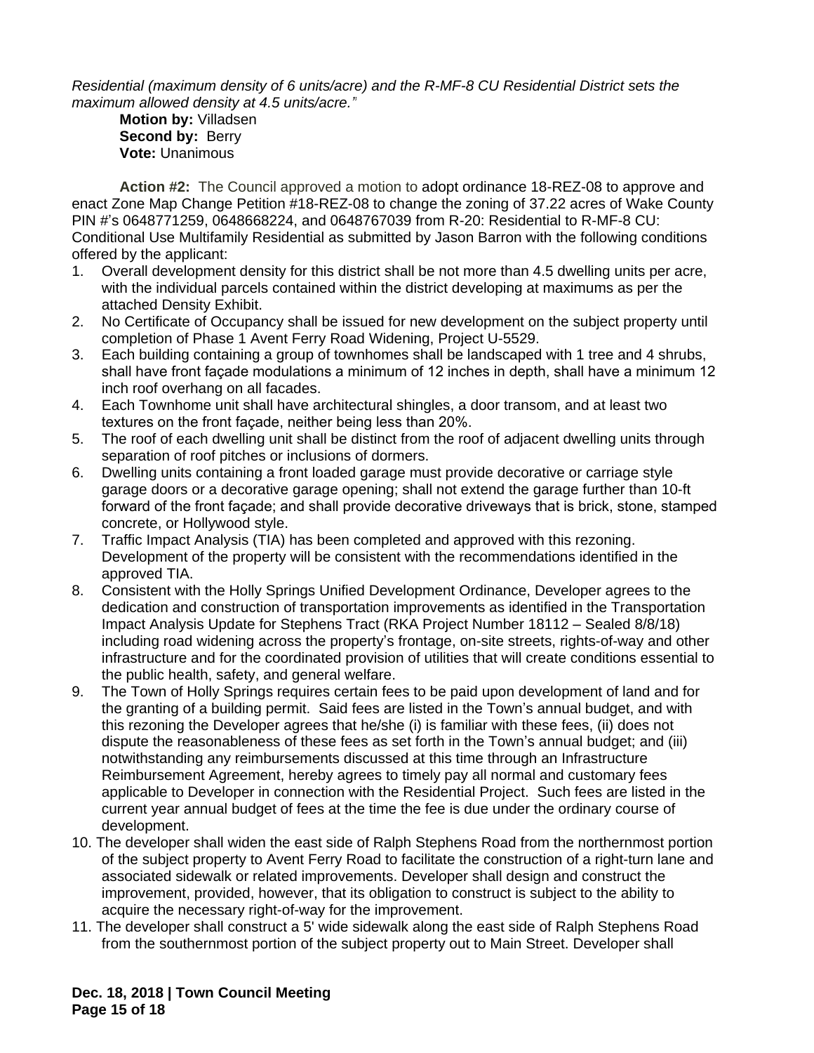*Residential (maximum density of 6 units/acre) and the R-MF-8 CU Residential District sets the maximum allowed density at 4.5 units/acre."*

**Motion by:** Villadsen
**Second by:** Berry
**Vote:** Unanimous

**Action #2:** The Council approved a motion to adopt ordinance 18-REZ-08 to approve and enact Zone Map Change Petition #18-REZ-08 to change the zoning of 37.22 acres of Wake County PIN #'s 0648771259, 0648668224, and 0648767039 from R-20: Residential to R-MF-8 CU: Conditional Use Multifamily Residential as submitted by Jason Barron with the following conditions offered by the applicant:

1. Overall development density for this district shall be not more than 4.5 dwelling units per acre, with the individual parcels contained within the district developing at maximums as per the attached Density Exhibit.
2. No Certificate of Occupancy shall be issued for new development on the subject property until completion of Phase 1 Avent Ferry Road Widening, Project U-5529.
3. Each building containing a group of townhomes shall be landscaped with 1 tree and 4 shrubs, shall have front façade modulations a minimum of 12 inches in depth, shall have a minimum 12 inch roof overhang on all facades.
4. Each Townhome unit shall have architectural shingles, a door transom, and at least two textures on the front façade, neither being less than 20%.
5. The roof of each dwelling unit shall be distinct from the roof of adjacent dwelling units through separation of roof pitches or inclusions of dormers.
6. Dwelling units containing a front loaded garage must provide decorative or carriage style garage doors or a decorative garage opening; shall not extend the garage further than 10-ft forward of the front façade; and shall provide decorative driveways that is brick, stone, stamped concrete, or Hollywood style.
7. Traffic Impact Analysis (TIA) has been completed and approved with this rezoning. Development of the property will be consistent with the recommendations identified in the approved TIA.
8. Consistent with the Holly Springs Unified Development Ordinance, Developer agrees to the dedication and construction of transportation improvements as identified in the Transportation Impact Analysis Update for Stephens Tract (RKA Project Number 18112 – Sealed 8/8/18) including road widening across the property's frontage, on-site streets, rights-of-way and other infrastructure and for the coordinated provision of utilities that will create conditions essential to the public health, safety, and general welfare.
9. The Town of Holly Springs requires certain fees to be paid upon development of land and for the granting of a building permit. Said fees are listed in the Town's annual budget, and with this rezoning the Developer agrees that he/she (i) is familiar with these fees, (ii) does not dispute the reasonableness of these fees as set forth in the Town's annual budget; and (iii) notwithstanding any reimbursements discussed at this time through an Infrastructure Reimbursement Agreement, hereby agrees to timely pay all normal and customary fees applicable to Developer in connection with the Residential Project. Such fees are listed in the current year annual budget of fees at the time the fee is due under the ordinary course of development.
10. The developer shall widen the east side of Ralph Stephens Road from the northernmost portion of the subject property to Avent Ferry Road to facilitate the construction of a right-turn lane and associated sidewalk or related improvements. Developer shall design and construct the improvement, provided, however, that its obligation to construct is subject to the ability to acquire the necessary right-of-way for the improvement.
11. The developer shall construct a 5' wide sidewalk along the east side of Ralph Stephens Road from the southernmost portion of the subject property out to Main Street. Developer shall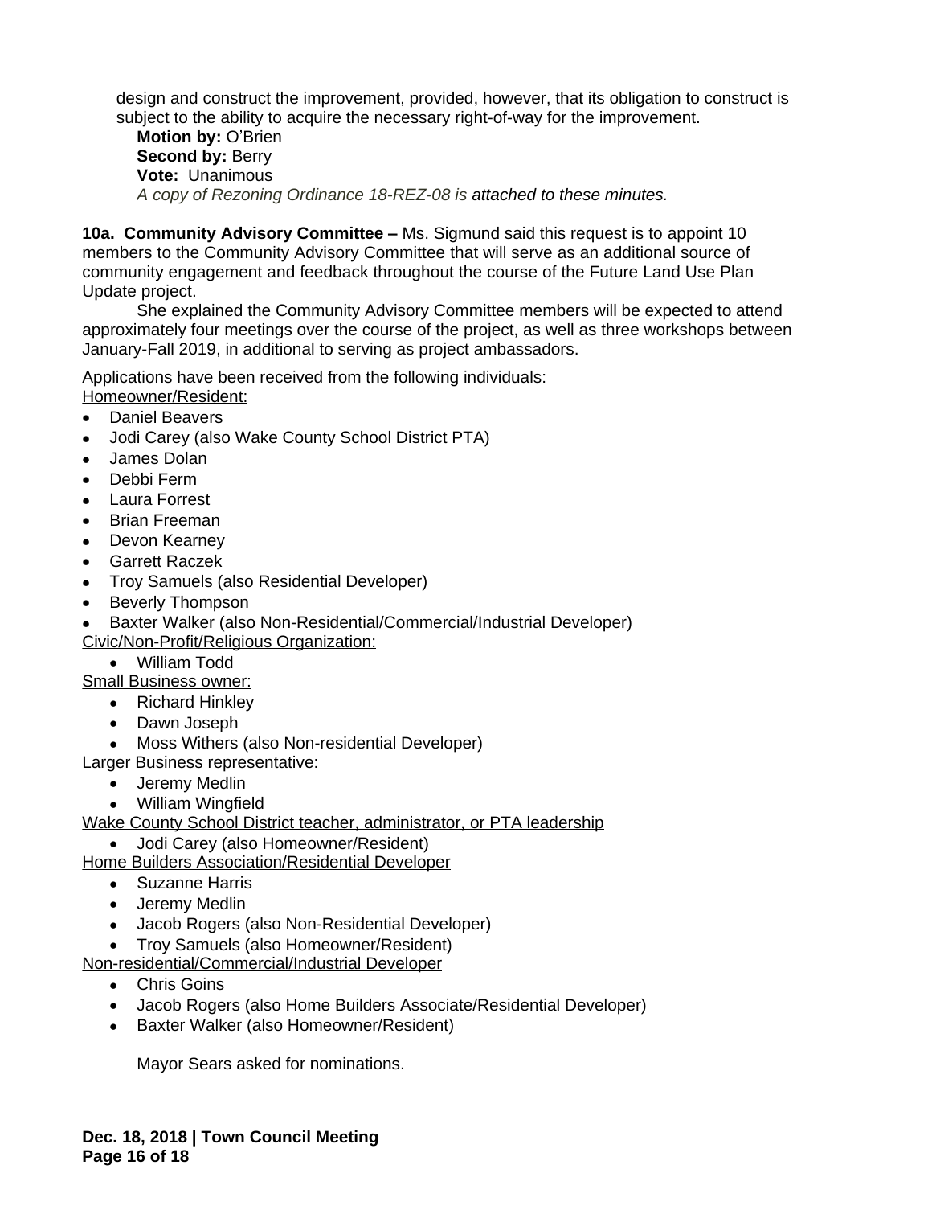design and construct the improvement, provided, however, that its obligation to construct is subject to the ability to acquire the necessary right-of-way for the improvement.

**Motion by:** O'Brien
**Second by:** Berry
**Vote:** Unanimous
*A copy of Rezoning Ordinance 18-REZ-08 is attached to these minutes.*

**10a. Community Advisory Committee –** Ms. Sigmund said this request is to appoint 10 members to the Community Advisory Committee that will serve as an additional source of community engagement and feedback throughout the course of the Future Land Use Plan Update project.

She explained the Community Advisory Committee members will be expected to attend approximately four meetings over the course of the project, as well as three workshops between January-Fall 2019, in additional to serving as project ambassadors.

Applications have been received from the following individuals:

Homeowner/Resident:

- Daniel Beavers
- Jodi Carey (also Wake County School District PTA)
- James Dolan
- Debbi Ferm
- Laura Forrest
- Brian Freeman
- Devon Kearney
- Garrett Raczek
- Troy Samuels (also Residential Developer)
- Beverly Thompson
- Baxter Walker (also Non-Residential/Commercial/Industrial Developer)

Civic/Non-Profit/Religious Organization:

- William Todd

Small Business owner:

- Richard Hinkley
- Dawn Joseph
- Moss Withers (also Non-residential Developer)

Larger Business representative:

- Jeremy Medlin
- William Wingfield

Wake County School District teacher, administrator, or PTA leadership

- Jodi Carey (also Homeowner/Resident)

Home Builders Association/Residential Developer

- Suzanne Harris
- Jeremy Medlin
- Jacob Rogers (also Non-Residential Developer)
- Troy Samuels (also Homeowner/Resident)

Non-residential/Commercial/Industrial Developer

- Chris Goins
- Jacob Rogers (also Home Builders Associate/Residential Developer)
- Baxter Walker (also Homeowner/Resident)

Mayor Sears asked for nominations.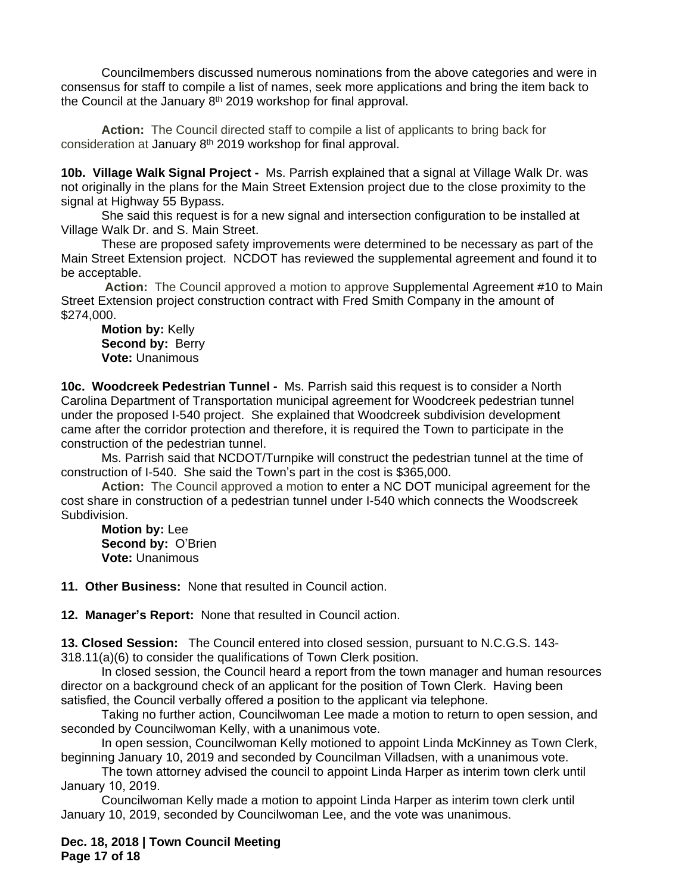Councilmembers discussed numerous nominations from the above categories and were in consensus for staff to compile a list of names, seek more applications and bring the item back to the Council at the January 8th 2019 workshop for final approval.

**Action:** The Council directed staff to compile a list of applicants to bring back for consideration at January 8th 2019 workshop for final approval.

**10b. Village Walk Signal Project -** Ms. Parrish explained that a signal at Village Walk Dr. was not originally in the plans for the Main Street Extension project due to the close proximity to the signal at Highway 55 Bypass.

She said this request is for a new signal and intersection configuration to be installed at Village Walk Dr. and S. Main Street.

These are proposed safety improvements were determined to be necessary as part of the Main Street Extension project. NCDOT has reviewed the supplemental agreement and found it to be acceptable.

**Action:** The Council approved a motion to approve Supplemental Agreement #10 to Main Street Extension project construction contract with Fred Smith Company in the amount of $274,000.

**Motion by:** Kelly
**Second by:** Berry
**Vote:** Unanimous

**10c. Woodcreek Pedestrian Tunnel -** Ms. Parrish said this request is to consider a North Carolina Department of Transportation municipal agreement for Woodcreek pedestrian tunnel under the proposed I-540 project. She explained that Woodcreek subdivision development came after the corridor protection and therefore, it is required the Town to participate in the construction of the pedestrian tunnel.

Ms. Parrish said that NCDOT/Turnpike will construct the pedestrian tunnel at the time of construction of I-540. She said the Town's part in the cost is $365,000.

**Action:** The Council approved a motion to enter a NC DOT municipal agreement for the cost share in construction of a pedestrian tunnel under I-540 which connects the Woodscreek Subdivision.

**Motion by:** Lee
**Second by:** O'Brien
**Vote:** Unanimous

**11. Other Business:** None that resulted in Council action.

**12. Manager's Report:** None that resulted in Council action.

**13. Closed Session:** The Council entered into closed session, pursuant to N.C.G.S. 143-318.11(a)(6) to consider the qualifications of Town Clerk position.

In closed session, the Council heard a report from the town manager and human resources director on a background check of an applicant for the position of Town Clerk. Having been satisfied, the Council verbally offered a position to the applicant via telephone.

Taking no further action, Councilwoman Lee made a motion to return to open session, and seconded by Councilwoman Kelly, with a unanimous vote.

In open session, Councilwoman Kelly motioned to appoint Linda McKinney as Town Clerk, beginning January 10, 2019 and seconded by Councilman Villadsen, with a unanimous vote.

The town attorney advised the council to appoint Linda Harper as interim town clerk until January 10, 2019.

Councilwoman Kelly made a motion to appoint Linda Harper as interim town clerk until January 10, 2019, seconded by Councilwoman Lee, and the vote was unanimous.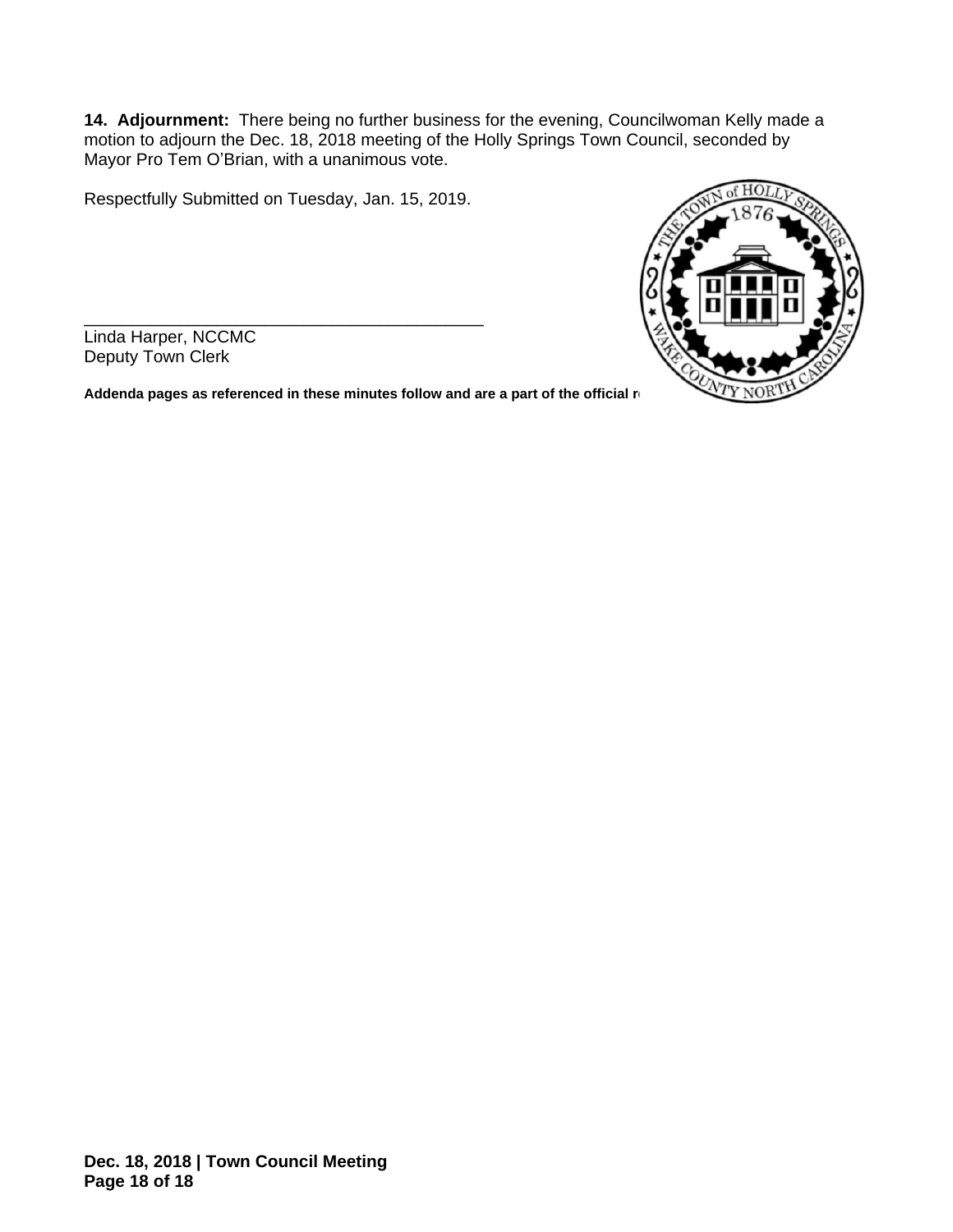**14. Adjournment:** There being no further business for the evening, Councilwoman Kelly made a motion to adjourn the Dec. 18, 2018 meeting of the Holly Springs Town Council, seconded by Mayor Pro Tem O'Brian, with a unanimous vote.

Respectfully Submitted on Tuesday, Jan. 15, 2019.

\_\_\_\_\_\_\_\_\_\_\_\_\_\_\_\_\_\_\_\_\_\_\_\_\_\_\_\_\_\_\_\_\_\_\_\_\_\_\_\_\_\_

Linda Harper, NCCMC
Deputy Town Clerk

**Addenda pages as referenced in these minutes follow and are a part of the official r**